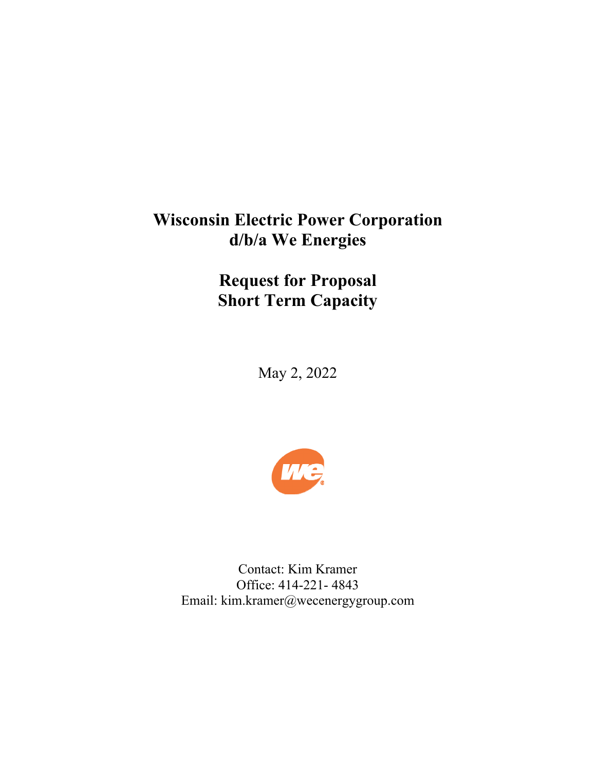# Wisconsin Electric Power Corporation
# d/b/a We Energies

# Request for Proposal
# Short Term Capacity

May 2, 2022

Contact: Kim Kramer
Office: 414-221- 4843
Email: kim.kramer@wecenergygroup.com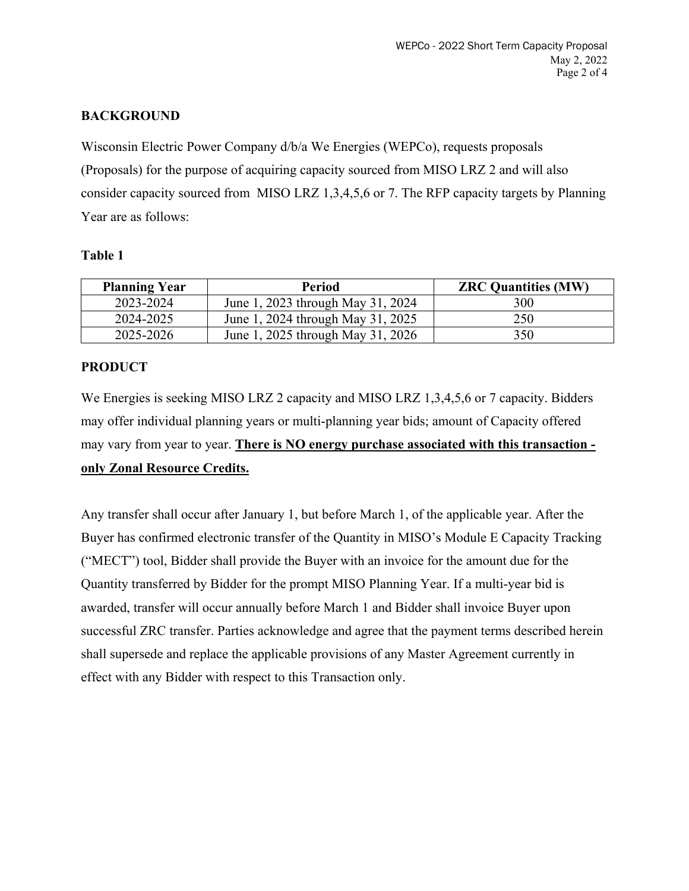## BACKGROUND

Wisconsin Electric Power Company d/b/a We Energies (WEPCo), requests proposals (Proposals) for the purpose of acquiring capacity sourced from MISO LRZ 2 and will also consider capacity sourced from MISO LRZ 1,3,4,5,6 or 7. The RFP capacity targets by Planning Year are as follows:

**Table 1**

| Planning Year | Period | ZRC Quantities (MW) |
|---|---|---|
| 2023-2024 | June 1, 2023 through May 31, 2024 | 300 |
| 2024-2025 | June 1, 2024 through May 31, 2025 | 250 |
| 2025-2026 | June 1, 2025 through May 31, 2026 | 350 |

## PRODUCT

We Energies is seeking MISO LRZ 2 capacity and MISO LRZ 1,3,4,5,6 or 7 capacity. Bidders may offer individual planning years or multi-planning year bids; amount of Capacity offered may vary from year to year. **There is NO energy purchase associated with this transaction - only Zonal Resource Credits.**

Any transfer shall occur after January 1, but before March 1, of the applicable year. After the Buyer has confirmed electronic transfer of the Quantity in MISO's Module E Capacity Tracking ("MECT") tool, Bidder shall provide the Buyer with an invoice for the amount due for the Quantity transferred by Bidder for the prompt MISO Planning Year. If a multi-year bid is awarded, transfer will occur annually before March 1 and Bidder shall invoice Buyer upon successful ZRC transfer. Parties acknowledge and agree that the payment terms described herein shall supersede and replace the applicable provisions of any Master Agreement currently in effect with any Bidder with respect to this Transaction only.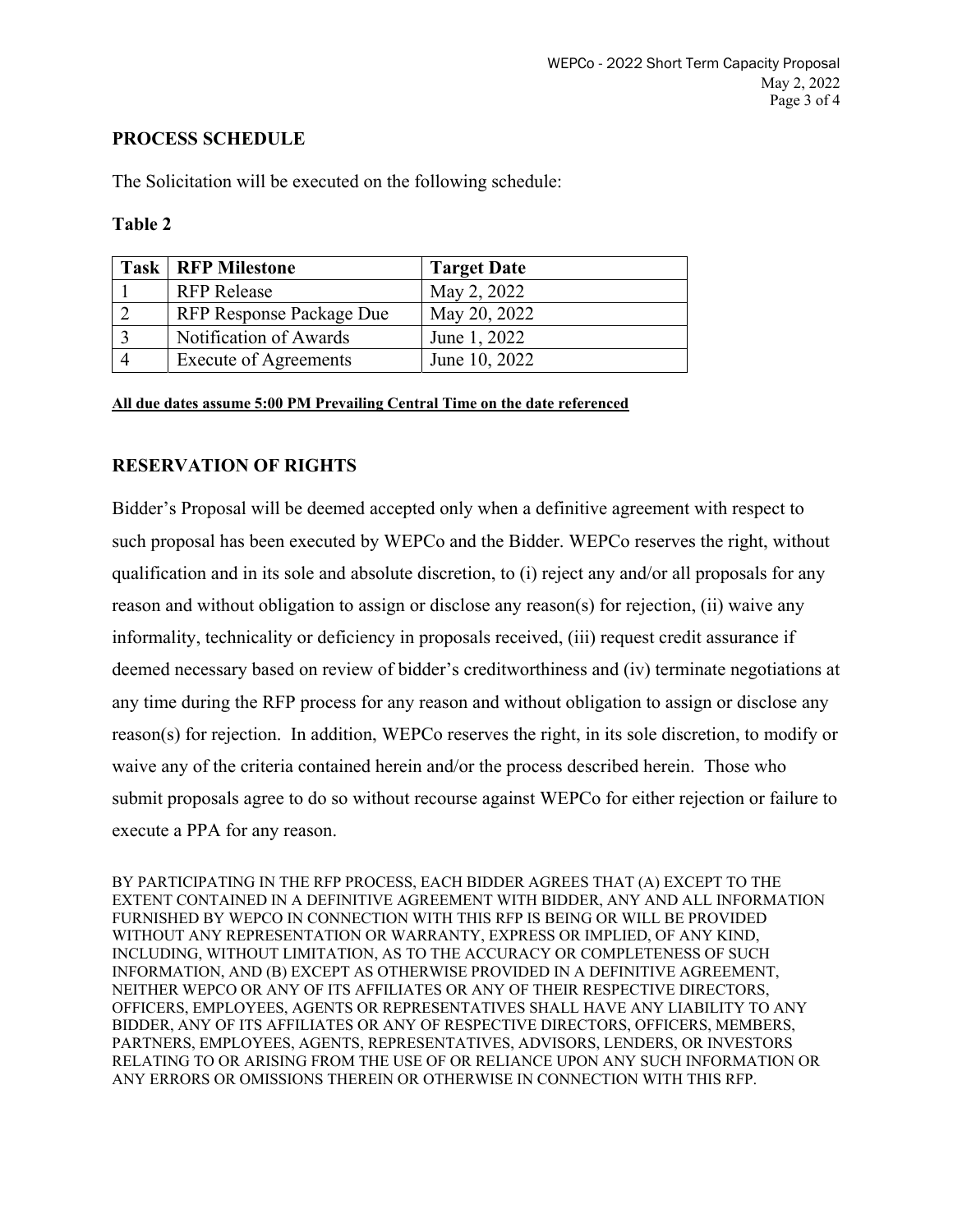## PROCESS SCHEDULE

The Solicitation will be executed on the following schedule:

**Table 2**

| Task | RFP Milestone | Target Date |
|---|---|---|
| 1 | RFP Release | May 2, 2022 |
| 2 | RFP Response Package Due | May 20, 2022 |
| 3 | Notification of Awards | June 1, 2022 |
| 4 | Execute of Agreements | June 10, 2022 |

**All due dates assume 5:00 PM Prevailing Central Time on the date referenced**

## RESERVATION OF RIGHTS

Bidder's Proposal will be deemed accepted only when a definitive agreement with respect to such proposal has been executed by WEPCo and the Bidder. WEPCo reserves the right, without qualification and in its sole and absolute discretion, to (i) reject any and/or all proposals for any reason and without obligation to assign or disclose any reason(s) for rejection, (ii) waive any informality, technicality or deficiency in proposals received, (iii) request credit assurance if deemed necessary based on review of bidder's creditworthiness and (iv) terminate negotiations at any time during the RFP process for any reason and without obligation to assign or disclose any reason(s) for rejection. In addition, WEPCo reserves the right, in its sole discretion, to modify or waive any of the criteria contained herein and/or the process described herein. Those who submit proposals agree to do so without recourse against WEPCo for either rejection or failure to execute a PPA for any reason.

BY PARTICIPATING IN THE RFP PROCESS, EACH BIDDER AGREES THAT (A) EXCEPT TO THE EXTENT CONTAINED IN A DEFINITIVE AGREEMENT WITH BIDDER, ANY AND ALL INFORMATION FURNISHED BY WEPCO IN CONNECTION WITH THIS RFP IS BEING OR WILL BE PROVIDED WITHOUT ANY REPRESENTATION OR WARRANTY, EXPRESS OR IMPLIED, OF ANY KIND, INCLUDING, WITHOUT LIMITATION, AS TO THE ACCURACY OR COMPLETENESS OF SUCH INFORMATION, AND (B) EXCEPT AS OTHERWISE PROVIDED IN A DEFINITIVE AGREEMENT, NEITHER WEPCO OR ANY OF ITS AFFILIATES OR ANY OF THEIR RESPECTIVE DIRECTORS, OFFICERS, EMPLOYEES, AGENTS OR REPRESENTATIVES SHALL HAVE ANY LIABILITY TO ANY BIDDER, ANY OF ITS AFFILIATES OR ANY OF RESPECTIVE DIRECTORS, OFFICERS, MEMBERS, PARTNERS, EMPLOYEES, AGENTS, REPRESENTATIVES, ADVISORS, LENDERS, OR INVESTORS RELATING TO OR ARISING FROM THE USE OF OR RELIANCE UPON ANY SUCH INFORMATION OR ANY ERRORS OR OMISSIONS THEREIN OR OTHERWISE IN CONNECTION WITH THIS RFP.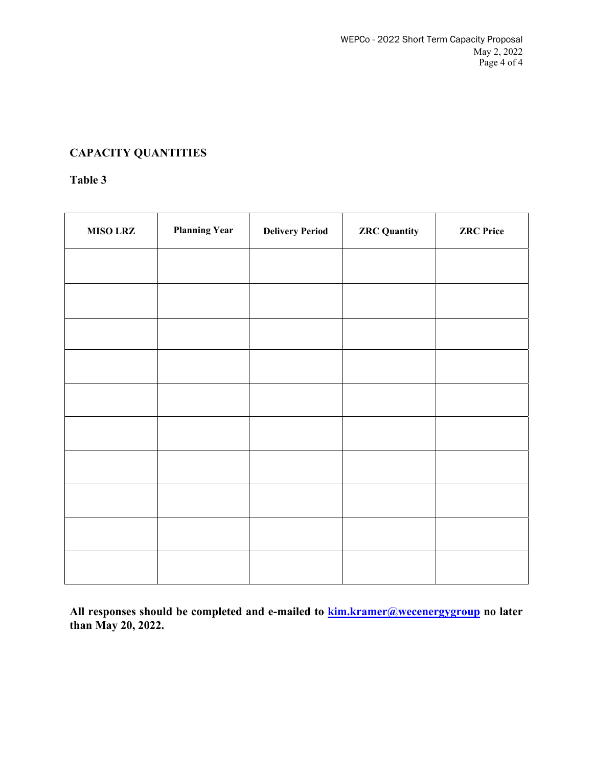## CAPACITY QUANTITIES

### Table 3

| MISO LRZ | Planning Year | Delivery Period | ZRC Quantity | ZRC Price |
|---|---|---|---|---|
| | | | | |
| | | | | |
| | | | | |
| | | | | |
| | | | | |
| | | | | |
| | | | | |
| | | | | |
| | | | | |
| | | | | |

**All responses should be completed and e-mailed to [kim.kramer@wecenergygroup](mailto:kim.kramer@wecenergygroup) no later than May 20, 2022.**